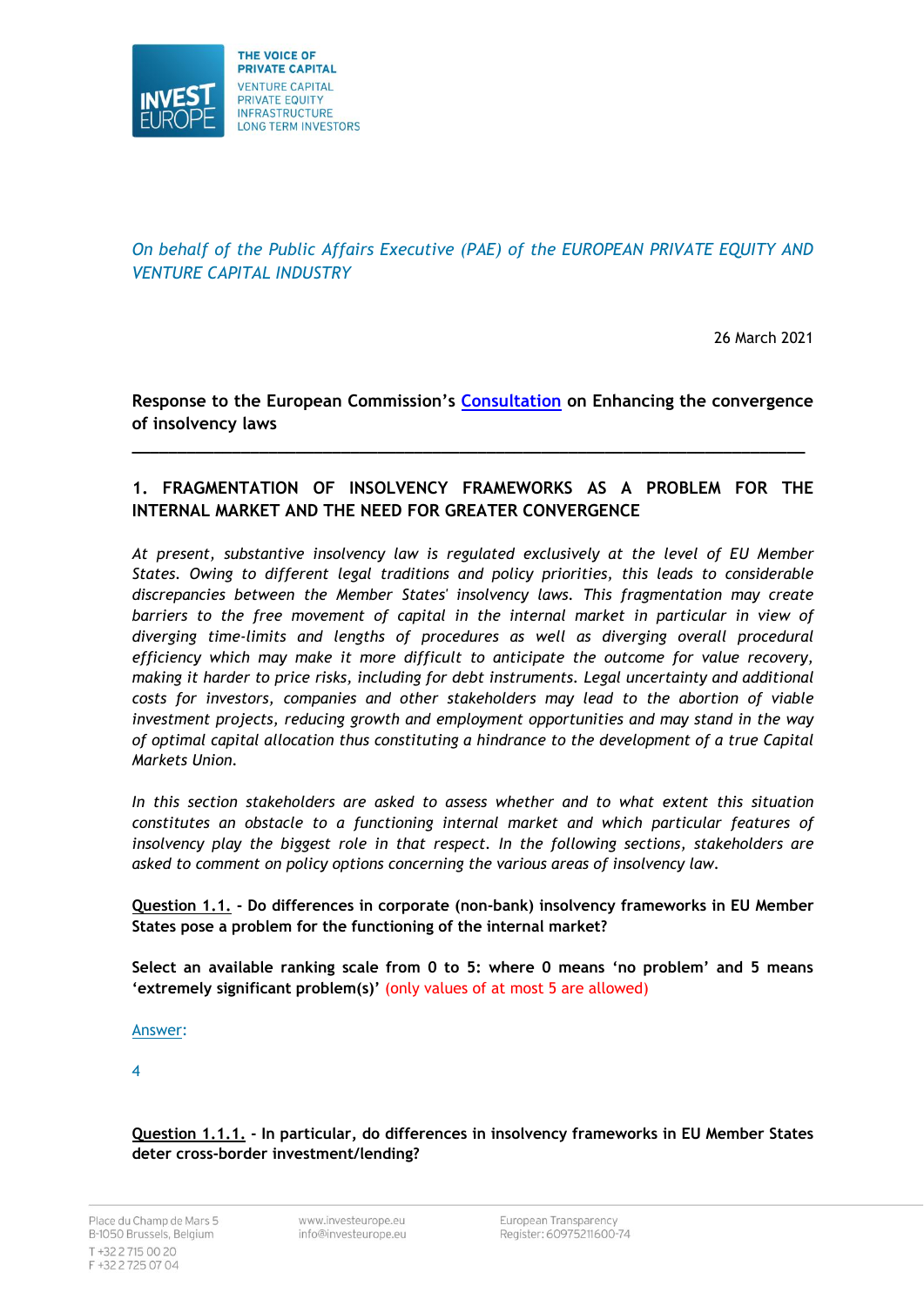THE VOICE OF PRIVATE CAPITAL

VENTURE CAPITAL
PRIVATE EQUITY
INFRASTRUCTURE
LONG TERM INVESTORS

*On behalf of the Public Affairs Executive (PAE) of the EUROPEAN PRIVATE EQUITY AND VENTURE CAPITAL INDUSTRY*

26 March 2021

**Response to the European Commission's Consultation on Enhancing the convergence of insolvency laws**

---

## 1. FRAGMENTATION OF INSOLVENCY FRAMEWORKS AS A PROBLEM FOR THE INTERNAL MARKET AND THE NEED FOR GREATER CONVERGENCE

*At present, substantive insolvency law is regulated exclusively at the level of EU Member States. Owing to different legal traditions and policy priorities, this leads to considerable discrepancies between the Member States' insolvency laws. This fragmentation may create barriers to the free movement of capital in the internal market in particular in view of diverging time-limits and lengths of procedures as well as diverging overall procedural efficiency which may make it more difficult to anticipate the outcome for value recovery, making it harder to price risks, including for debt instruments. Legal uncertainty and additional costs for investors, companies and other stakeholders may lead to the abortion of viable investment projects, reducing growth and employment opportunities and may stand in the way of optimal capital allocation thus constituting a hindrance to the development of a true Capital Markets Union.*

*In this section stakeholders are asked to assess whether and to what extent this situation constitutes an obstacle to a functioning internal market and which particular features of insolvency play the biggest role in that respect. In the following sections, stakeholders are asked to comment on policy options concerning the various areas of insolvency law.*

**Question 1.1. - Do differences in corporate (non-bank) insolvency frameworks in EU Member States pose a problem for the functioning of the internal market?**

**Select an available ranking scale from 0 to 5: where 0 means 'no problem' and 5 means 'extremely significant problem(s)'** (only values of at most 5 are allowed)

Answer:

4

**Question 1.1.1. - In particular, do differences in insolvency frameworks in EU Member States deter cross-border investment/lending?**

Place du Champ de Mars 5
B-1050 Brussels, Belgium
T +32 2 715 00 20
F +32 2 725 07 04

www.investeurope.eu
info@investeurope.eu

European Transparency
Register: 60975211600-74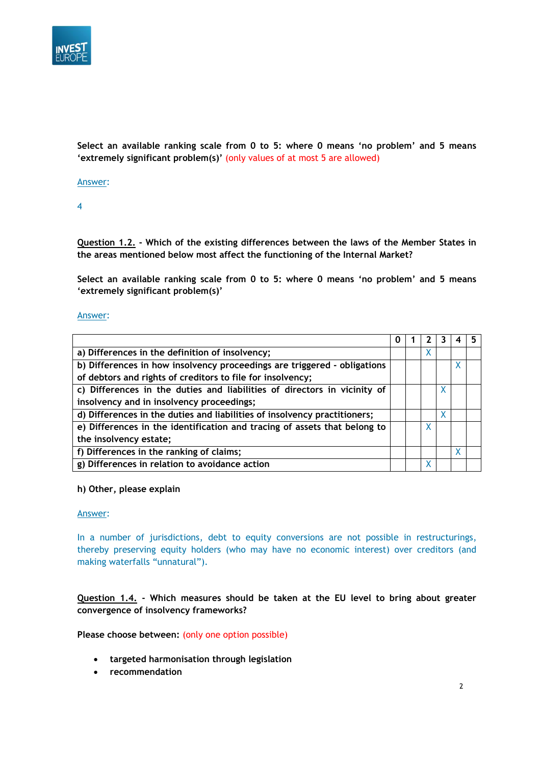Select an available ranking scale from 0 to 5: where 0 means 'no problem' and 5 means 'extremely significant problem(s)' (only values of at most 5 are allowed)

Answer:

4

**Question 1.2.** - **Which of the existing differences between the laws of the Member States in the areas mentioned below most affect the functioning of the Internal Market?**

**Select an available ranking scale from 0 to 5: where 0 means 'no problem' and 5 means 'extremely significant problem(s)'**

Answer:

| | 0 | 1 | 2 | 3 | 4 | 5 |
|---|---|---|---|---|---|---|
| a) Differences in the definition of insolvency; | | | X | | | |
| b) Differences in how insolvency proceedings are triggered - obligations of debtors and rights of creditors to file for insolvency; | | | | | X | |
| c) Differences in the duties and liabilities of directors in vicinity of insolvency and in insolvency proceedings; | | | | X | | |
| d) Differences in the duties and liabilities of insolvency practitioners; | | | | X | | |
| e) Differences in the identification and tracing of assets that belong to the insolvency estate; | | | X | | | |
| f) Differences in the ranking of claims; | | | | | X | |
| g) Differences in relation to avoidance action | | | X | | | |

**h) Other, please explain**

Answer:

In a number of jurisdictions, debt to equity conversions are not possible in restructurings, thereby preserving equity holders (who may have no economic interest) over creditors (and making waterfalls "unnatural").

**Question 1.4.** - **Which measures should be taken at the EU level to bring about greater convergence of insolvency frameworks?**

**Please choose between:** (only one option possible)

- **targeted harmonisation through legislation**
- **recommendation**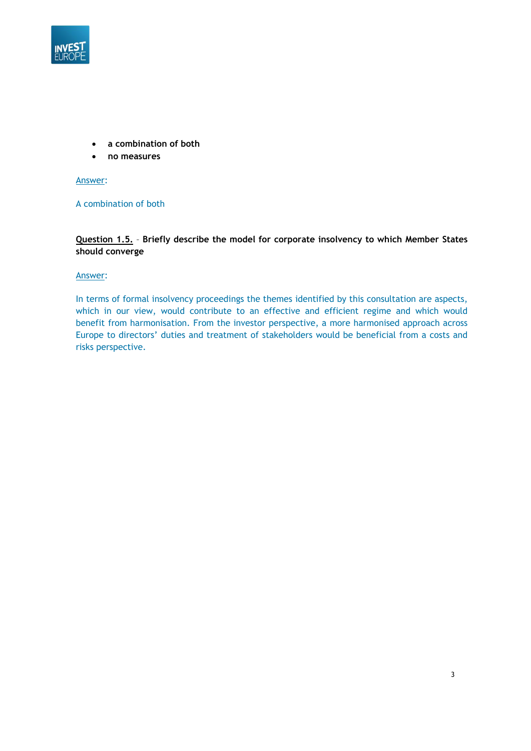- **a combination of both**
- **no measures**

Answer:

A combination of both

**Question 1.5.** – **Briefly describe the model for corporate insolvency to which Member States should converge**

Answer:

In terms of formal insolvency proceedings the themes identified by this consultation are aspects, which in our view, would contribute to an effective and efficient regime and which would benefit from harmonisation. From the investor perspective, a more harmonised approach across Europe to directors' duties and treatment of stakeholders would be beneficial from a costs and risks perspective.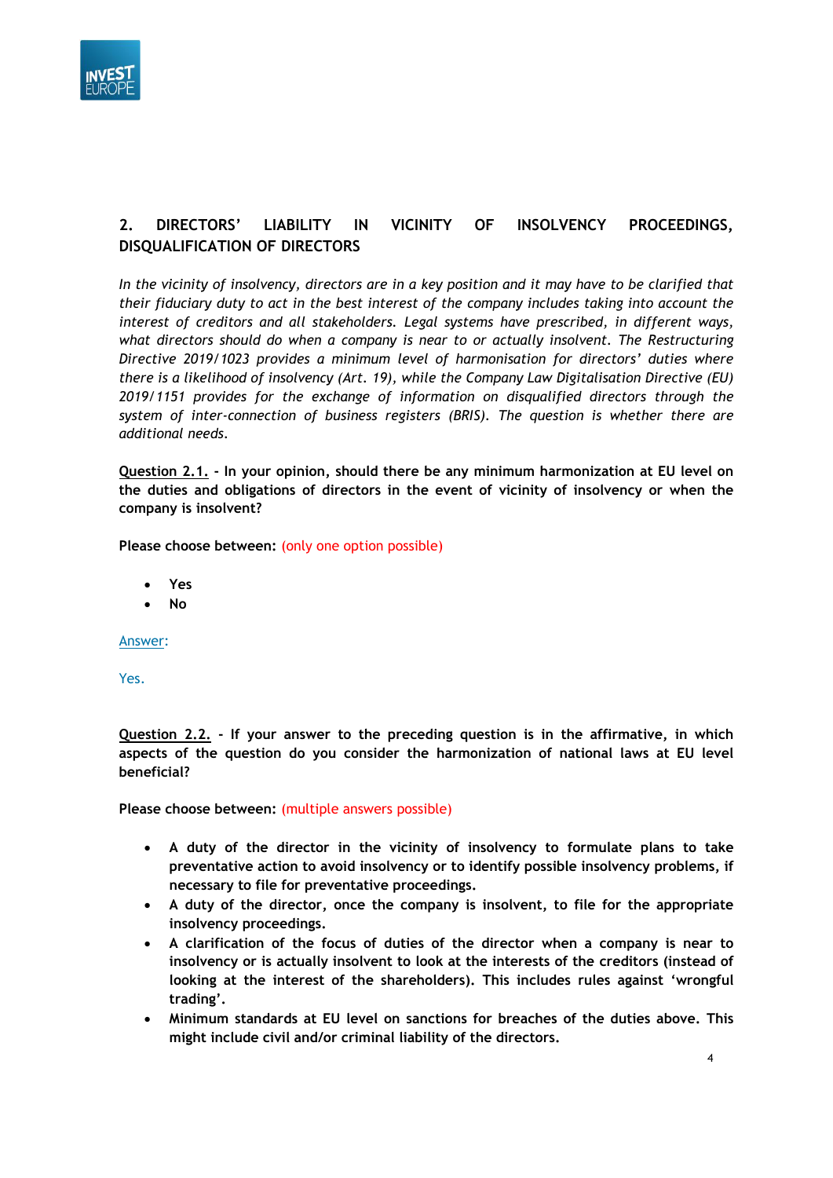## 2. DIRECTORS' LIABILITY IN VICINITY OF INSOLVENCY PROCEEDINGS, DISQUALIFICATION OF DIRECTORS

*In the vicinity of insolvency, directors are in a key position and it may have to be clarified that their fiduciary duty to act in the best interest of the company includes taking into account the interest of creditors and all stakeholders. Legal systems have prescribed, in different ways, what directors should do when a company is near to or actually insolvent. The Restructuring Directive 2019/1023 provides a minimum level of harmonisation for directors' duties where there is a likelihood of insolvency (Art. 19), while the Company Law Digitalisation Directive (EU) 2019/1151 provides for the exchange of information on disqualified directors through the system of inter-connection of business registers (BRIS). The question is whether there are additional needs.*

**Question 2.1. - In your opinion, should there be any minimum harmonization at EU level on the duties and obligations of directors in the event of vicinity of insolvency or when the company is insolvent?**

**Please choose between:** (only one option possible)

- **Yes**
- **No**

Answer:

Yes.

**Question 2.2. - If your answer to the preceding question is in the affirmative, in which aspects of the question do you consider the harmonization of national laws at EU level beneficial?**

**Please choose between:** (multiple answers possible)

- **A duty of the director in the vicinity of insolvency to formulate plans to take preventative action to avoid insolvency or to identify possible insolvency problems, if necessary to file for preventative proceedings.**
- **A duty of the director, once the company is insolvent, to file for the appropriate insolvency proceedings.**
- **A clarification of the focus of duties of the director when a company is near to insolvency or is actually insolvent to look at the interests of the creditors (instead of looking at the interest of the shareholders). This includes rules against 'wrongful trading'.**
- **Minimum standards at EU level on sanctions for breaches of the duties above. This might include civil and/or criminal liability of the directors.**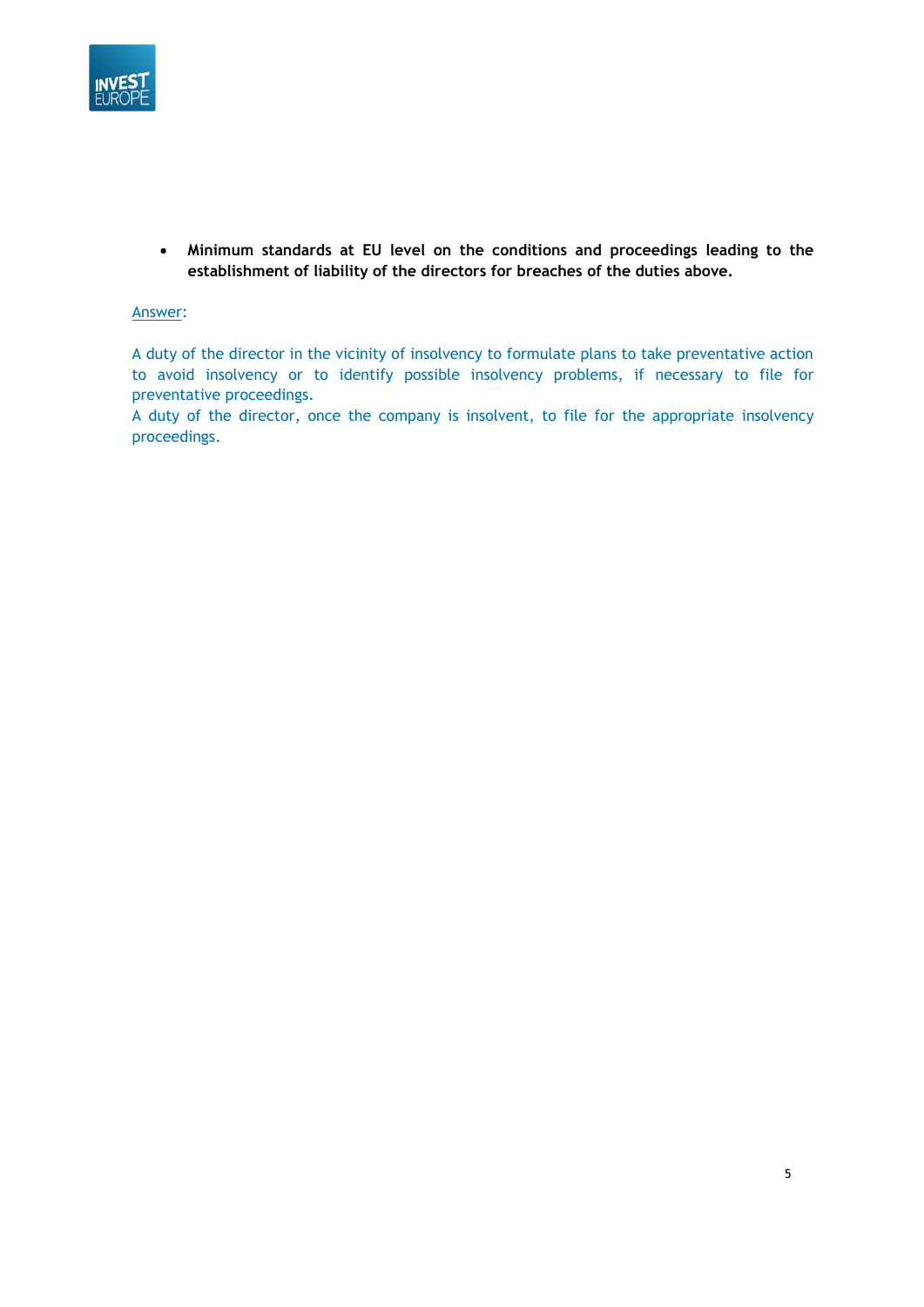- **Minimum standards at EU level on the conditions and proceedings leading to the establishment of liability of the directors for breaches of the duties above.**

Answer:

A duty of the director in the vicinity of insolvency to formulate plans to take preventative action to avoid insolvency or to identify possible insolvency problems, if necessary to file for preventative proceedings.
A duty of the director, once the company is insolvent, to file for the appropriate insolvency proceedings.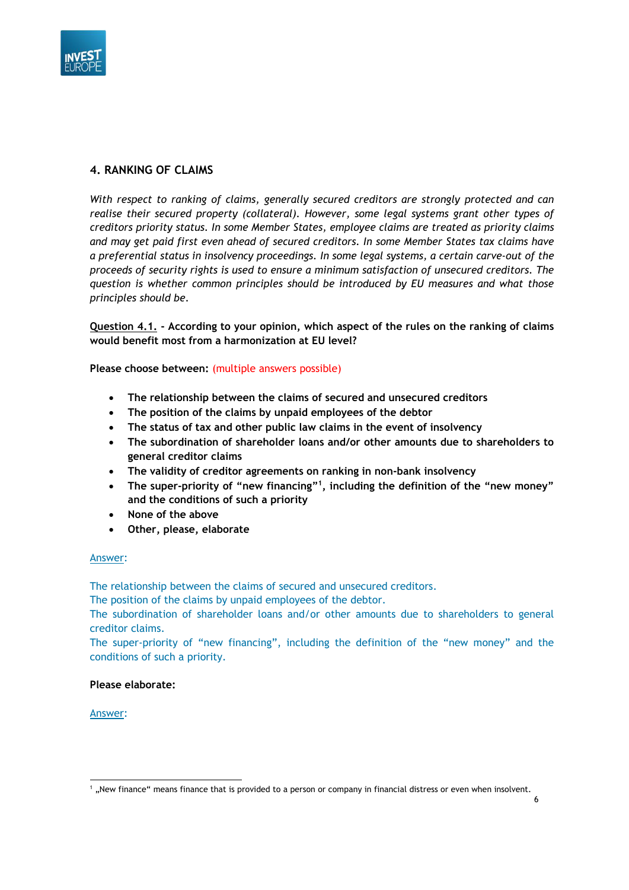## 4. RANKING OF CLAIMS

*With respect to ranking of claims, generally secured creditors are strongly protected and can realise their secured property (collateral). However, some legal systems grant other types of creditors priority status. In some Member States, employee claims are treated as priority claims and may get paid first even ahead of secured creditors. In some Member States tax claims have a preferential status in insolvency proceedings. In some legal systems, a certain carve-out of the proceeds of security rights is used to ensure a minimum satisfaction of unsecured creditors. The question is whether common principles should be introduced by EU measures and what those principles should be.*

**Question 4.1. - According to your opinion, which aspect of the rules on the ranking of claims would benefit most from a harmonization at EU level?**

**Please choose between:** (multiple answers possible)

- **The relationship between the claims of secured and unsecured creditors**
- **The position of the claims by unpaid employees of the debtor**
- **The status of tax and other public law claims in the event of insolvency**
- **The subordination of shareholder loans and/or other amounts due to shareholders to general creditor claims**
- **The validity of creditor agreements on ranking in non-bank insolvency**
- **The super-priority of "new financing"[1], including the definition of the "new money" and the conditions of such a priority**
- **None of the above**
- **Other, please, elaborate**

Answer:

The relationship between the claims of secured and unsecured creditors.
The position of the claims by unpaid employees of the debtor.
The subordination of shareholder loans and/or other amounts due to shareholders to general creditor claims.
The super-priority of "new financing", including the definition of the "new money" and the conditions of such a priority.

**Please elaborate:**

Answer:

[1] „New finance" means finance that is provided to a person or company in financial distress or even when insolvent.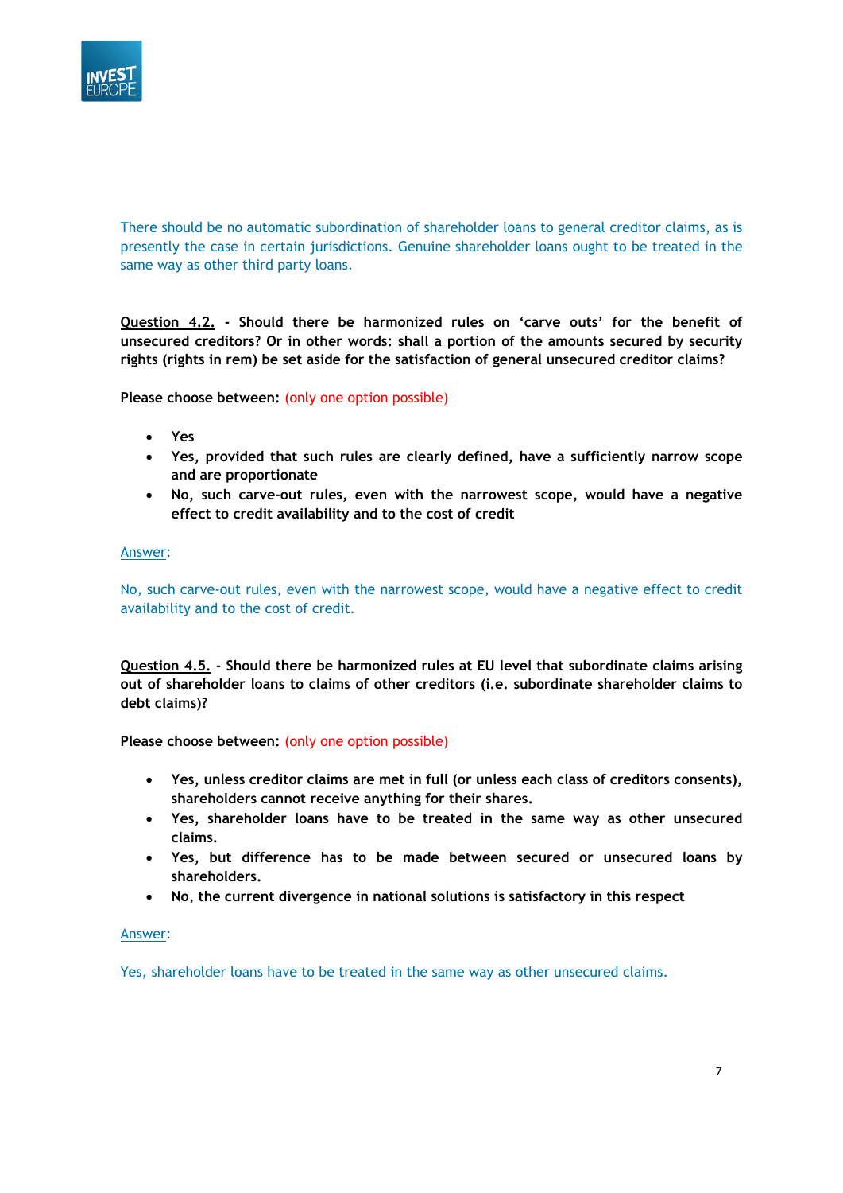There should be no automatic subordination of shareholder loans to general creditor claims, as is presently the case in certain jurisdictions. Genuine shareholder loans ought to be treated in the same way as other third party loans.

**Question 4.2. - Should there be harmonized rules on 'carve outs' for the benefit of unsecured creditors? Or in other words: shall a portion of the amounts secured by security rights (rights in rem) be set aside for the satisfaction of general unsecured creditor claims?**

**Please choose between:** (only one option possible)

- **Yes**
- **Yes, provided that such rules are clearly defined, have a sufficiently narrow scope and are proportionate**
- **No, such carve-out rules, even with the narrowest scope, would have a negative effect to credit availability and to the cost of credit**

Answer:

No, such carve-out rules, even with the narrowest scope, would have a negative effect to credit availability and to the cost of credit.

**Question 4.5. - Should there be harmonized rules at EU level that subordinate claims arising out of shareholder loans to claims of other creditors (i.e. subordinate shareholder claims to debt claims)?**

**Please choose between:** (only one option possible)

- **Yes, unless creditor claims are met in full (or unless each class of creditors consents), shareholders cannot receive anything for their shares.**
- **Yes, shareholder loans have to be treated in the same way as other unsecured claims.**
- **Yes, but difference has to be made between secured or unsecured loans by shareholders.**
- **No, the current divergence in national solutions is satisfactory in this respect**

Answer:

Yes, shareholder loans have to be treated in the same way as other unsecured claims.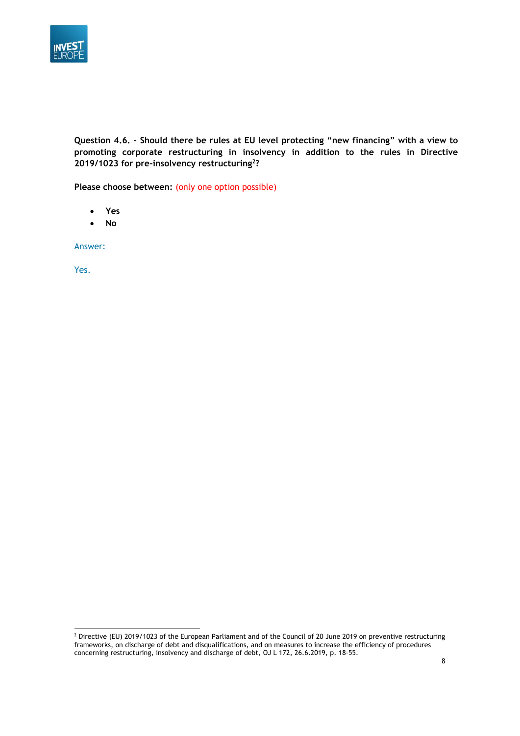**Question 4.6. - Should there be rules at EU level protecting "new financing" with a view to promoting corporate restructuring in insolvency in addition to the rules in Directive 2019/1023 for pre-insolvency restructuring[2]?**

**Please choose between:** (only one option possible)

- **Yes**
- **No**

Answer:

Yes.

[2] Directive (EU) 2019/1023 of the European Parliament and of the Council of 20 June 2019 on preventive restructuring frameworks, on discharge of debt and disqualifications, and on measures to increase the efficiency of procedures concerning restructuring, insolvency and discharge of debt, OJ L 172, 26.6.2019, p. 18–55.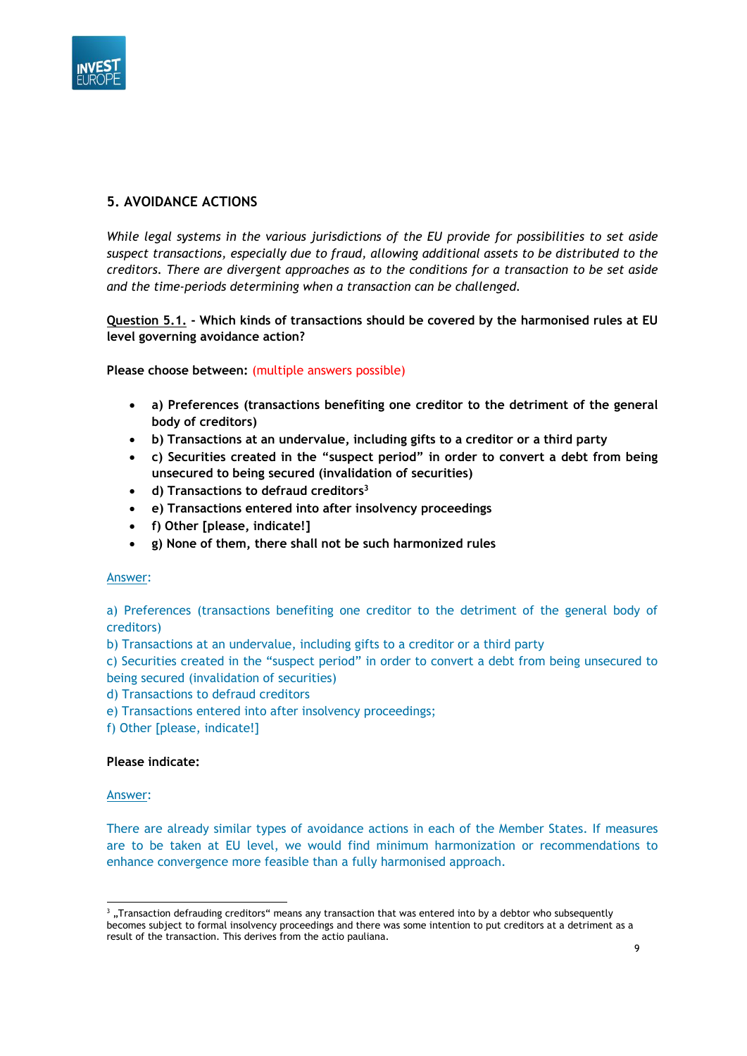## 5. AVOIDANCE ACTIONS

*While legal systems in the various jurisdictions of the EU provide for possibilities to set aside suspect transactions, especially due to fraud, allowing additional assets to be distributed to the creditors. There are divergent approaches as to the conditions for a transaction to be set aside and the time-periods determining when a transaction can be challenged.*

**Question 5.1. - Which kinds of transactions should be covered by the harmonised rules at EU level governing avoidance action?**

**Please choose between:** (multiple answers possible)

- **a) Preferences (transactions benefiting one creditor to the detriment of the general body of creditors)**
- **b) Transactions at an undervalue, including gifts to a creditor or a third party**
- **c) Securities created in the "suspect period" in order to convert a debt from being unsecured to being secured (invalidation of securities)**
- **d) Transactions to defraud creditors[3]**
- **e) Transactions entered into after insolvency proceedings**
- **f) Other [please, indicate!]**
- **g) None of them, there shall not be such harmonized rules**

Answer:

a) Preferences (transactions benefiting one creditor to the detriment of the general body of creditors)
b) Transactions at an undervalue, including gifts to a creditor or a third party
c) Securities created in the "suspect period" in order to convert a debt from being unsecured to being secured (invalidation of securities)
d) Transactions to defraud creditors
e) Transactions entered into after insolvency proceedings;
f) Other [please, indicate!]

**Please indicate:**

Answer:

There are already similar types of avoidance actions in each of the Member States. If measures are to be taken at EU level, we would find minimum harmonization or recommendations to enhance convergence more feasible than a fully harmonised approach.

[3] „Transaction defrauding creditors" means any transaction that was entered into by a debtor who subsequently becomes subject to formal insolvency proceedings and there was some intention to put creditors at a detriment as a result of the transaction. This derives from the actio pauliana.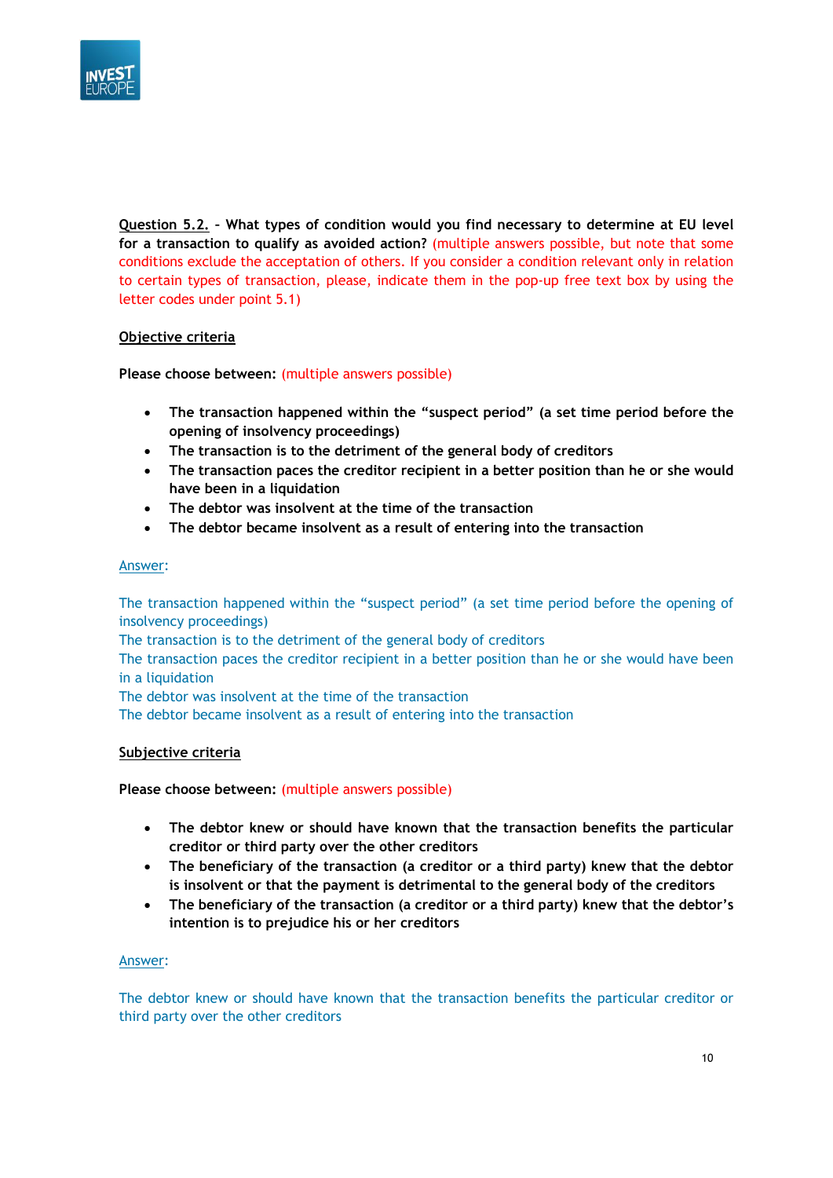**Question 5.2.** – **What types of condition would you find necessary to determine at EU level for a transaction to qualify as avoided action?** (multiple answers possible, but note that some conditions exclude the acceptation of others. If you consider a condition relevant only in relation to certain types of transaction, please, indicate them in the pop-up free text box by using the letter codes under point 5.1)

**Objective criteria**

**Please choose between:** (multiple answers possible)

- **The transaction happened within the "suspect period" (a set time period before the opening of insolvency proceedings)**
- **The transaction is to the detriment of the general body of creditors**
- **The transaction paces the creditor recipient in a better position than he or she would have been in a liquidation**
- **The debtor was insolvent at the time of the transaction**
- **The debtor became insolvent as a result of entering into the transaction**

Answer:

The transaction happened within the "suspect period" (a set time period before the opening of insolvency proceedings)
The transaction is to the detriment of the general body of creditors
The transaction paces the creditor recipient in a better position than he or she would have been in a liquidation
The debtor was insolvent at the time of the transaction
The debtor became insolvent as a result of entering into the transaction

**Subjective criteria**

**Please choose between:** (multiple answers possible)

- **The debtor knew or should have known that the transaction benefits the particular creditor or third party over the other creditors**
- **The beneficiary of the transaction (a creditor or a third party) knew that the debtor is insolvent or that the payment is detrimental to the general body of the creditors**
- **The beneficiary of the transaction (a creditor or a third party) knew that the debtor's intention is to prejudice his or her creditors**

Answer:

The debtor knew or should have known that the transaction benefits the particular creditor or third party over the other creditors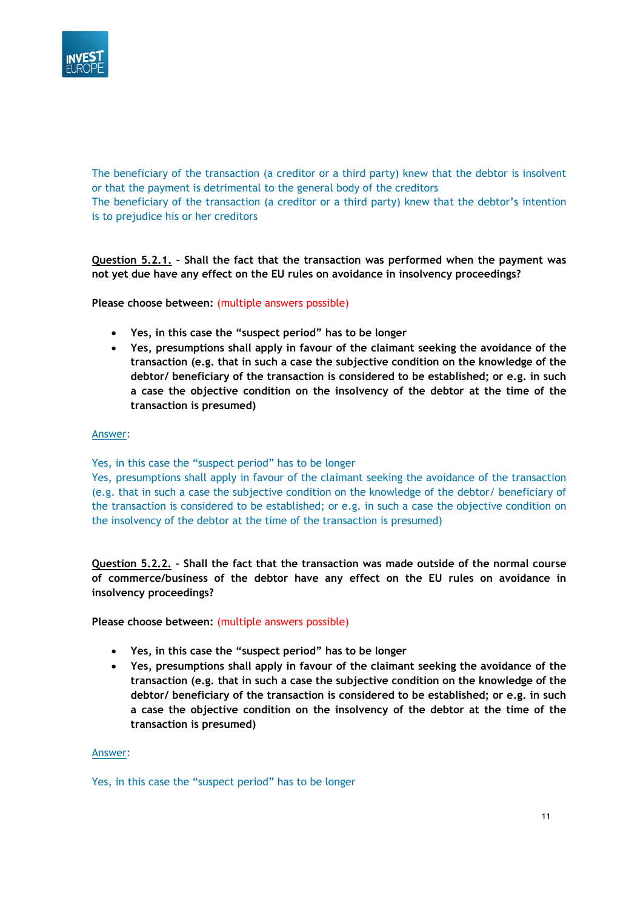The beneficiary of the transaction (a creditor or a third party) knew that the debtor is insolvent or that the payment is detrimental to the general body of the creditors
The beneficiary of the transaction (a creditor or a third party) knew that the debtor's intention is to prejudice his or her creditors

**<u>Question 5.2.1.</u> - Shall the fact that the transaction was performed when the payment was not yet due have any effect on the EU rules on avoidance in insolvency proceedings?**

**Please choose between:** (multiple answers possible)

- **Yes, in this case the "suspect period" has to be longer**
- **Yes, presumptions shall apply in favour of the claimant seeking the avoidance of the transaction (e.g. that in such a case the subjective condition on the knowledge of the debtor/ beneficiary of the transaction is considered to be established; or e.g. in such a case the objective condition on the insolvency of the debtor at the time of the transaction is presumed)**

<u>Answer</u>:

Yes, in this case the "suspect period" has to be longer
Yes, presumptions shall apply in favour of the claimant seeking the avoidance of the transaction (e.g. that in such a case the subjective condition on the knowledge of the debtor/ beneficiary of the transaction is considered to be established; or e.g. in such a case the objective condition on the insolvency of the debtor at the time of the transaction is presumed)

**<u>Question 5.2.2.</u> - Shall the fact that the transaction was made outside of the normal course of commerce/business of the debtor have any effect on the EU rules on avoidance in insolvency proceedings?**

**Please choose between:** (multiple answers possible)

- **Yes, in this case the "suspect period" has to be longer**
- **Yes, presumptions shall apply in favour of the claimant seeking the avoidance of the transaction (e.g. that in such a case the subjective condition on the knowledge of the debtor/ beneficiary of the transaction is considered to be established; or e.g. in such a case the objective condition on the insolvency of the debtor at the time of the transaction is presumed)**

<u>Answer</u>:

Yes, in this case the "suspect period" has to be longer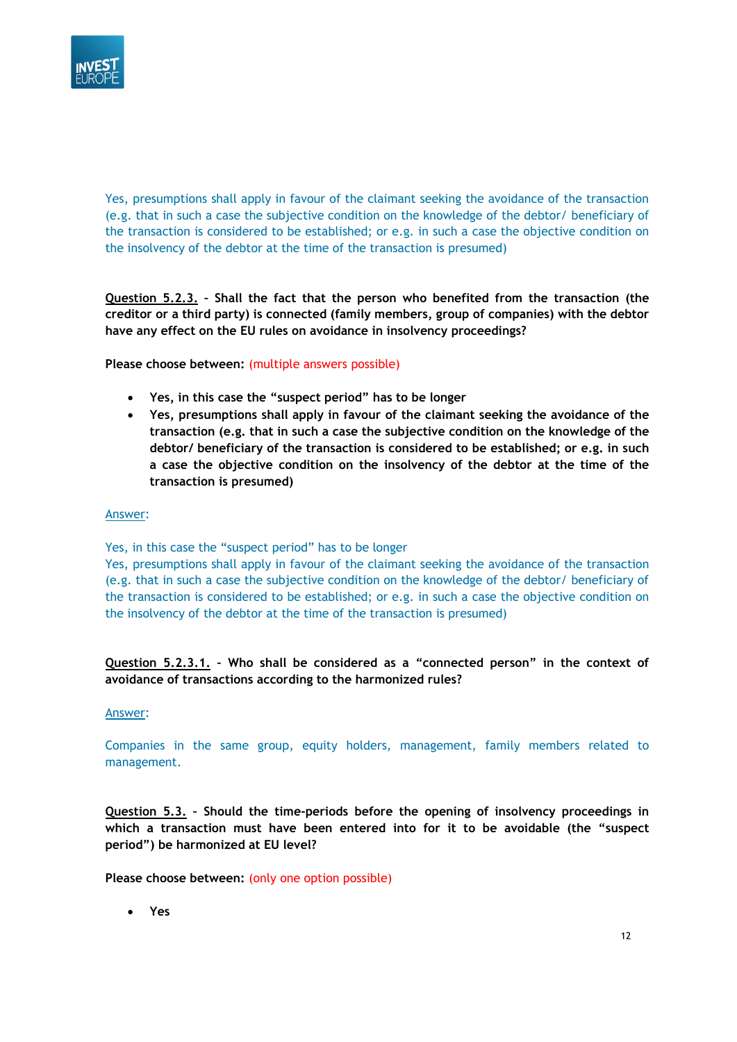Yes, presumptions shall apply in favour of the claimant seeking the avoidance of the transaction (e.g. that in such a case the subjective condition on the knowledge of the debtor/ beneficiary of the transaction is considered to be established; or e.g. in such a case the objective condition on the insolvency of the debtor at the time of the transaction is presumed)

**<u>Question 5.2.3.</u> – Shall the fact that the person who benefited from the transaction (the creditor or a third party) is connected (family members, group of companies) with the debtor have any effect on the EU rules on avoidance in insolvency proceedings?**

**Please choose between:** (multiple answers possible)

- **Yes, in this case the "suspect period" has to be longer**
- **Yes, presumptions shall apply in favour of the claimant seeking the avoidance of the transaction (e.g. that in such a case the subjective condition on the knowledge of the debtor/ beneficiary of the transaction is considered to be established; or e.g. in such a case the objective condition on the insolvency of the debtor at the time of the transaction is presumed)**

<u>Answer</u>:

Yes, in this case the "suspect period" has to be longer
Yes, presumptions shall apply in favour of the claimant seeking the avoidance of the transaction (e.g. that in such a case the subjective condition on the knowledge of the debtor/ beneficiary of the transaction is considered to be established; or e.g. in such a case the objective condition on the insolvency of the debtor at the time of the transaction is presumed)

**<u>Question 5.2.3.1.</u> – Who shall be considered as a "connected person" in the context of avoidance of transactions according to the harmonized rules?**

<u>Answer</u>:

Companies in the same group, equity holders, management, family members related to management.

**<u>Question 5.3.</u> – Should the time-periods before the opening of insolvency proceedings in which a transaction must have been entered into for it to be avoidable (the "suspect period") be harmonized at EU level?**

**Please choose between:** (only one option possible)

- **Yes**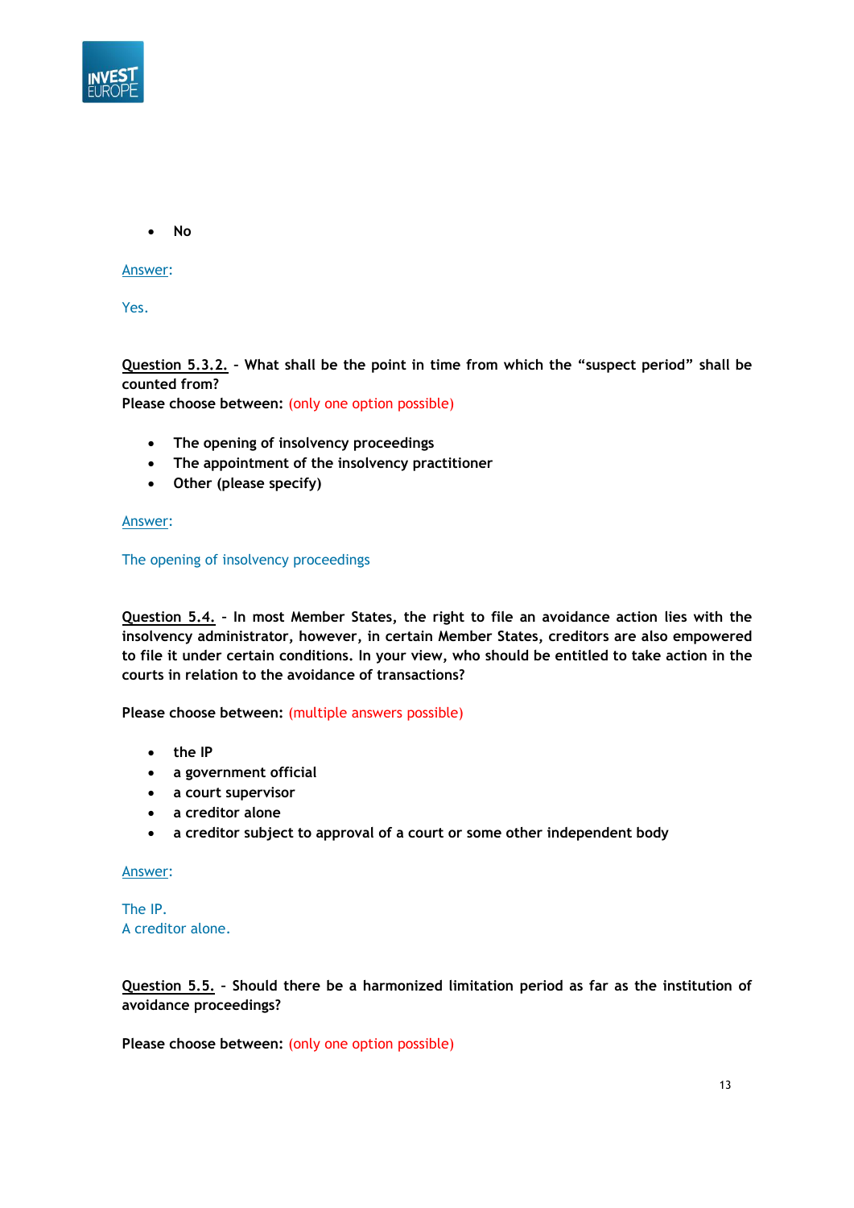- **No**

Answer:

Yes.

**Question 5.3.2.** – **What shall be the point in time from which the "suspect period" shall be counted from?**
**Please choose between:** (only one option possible)

- **The opening of insolvency proceedings**
- **The appointment of the insolvency practitioner**
- **Other (please specify)**

Answer:

The opening of insolvency proceedings

**Question 5.4.** – **In most Member States, the right to file an avoidance action lies with the insolvency administrator, however, in certain Member States, creditors are also empowered to file it under certain conditions. In your view, who should be entitled to take action in the courts in relation to the avoidance of transactions?**

**Please choose between:** (multiple answers possible)

- **the IP**
- **a government official**
- **a court supervisor**
- **a creditor alone**
- **a creditor subject to approval of a court or some other independent body**

Answer:

The IP.
A creditor alone.

**Question 5.5.** – **Should there be a harmonized limitation period as far as the institution of avoidance proceedings?**

**Please choose between:** (only one option possible)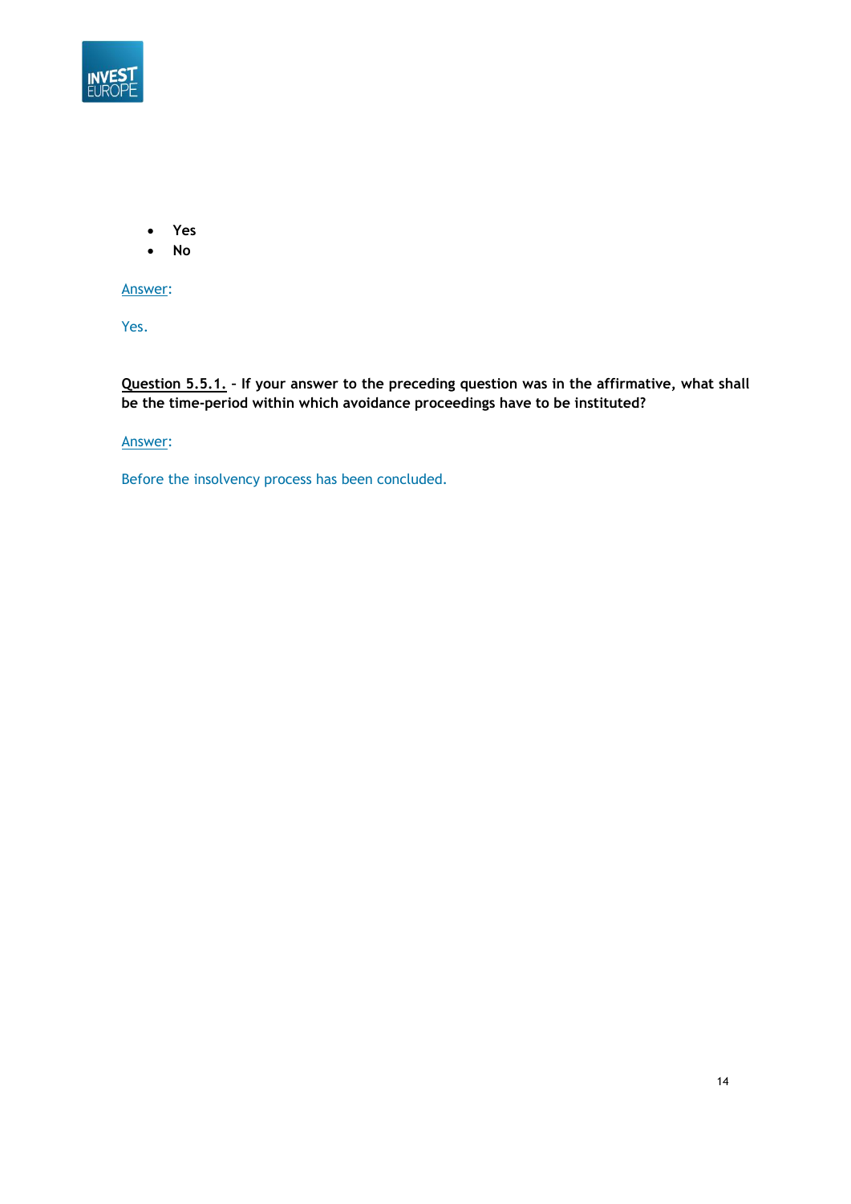- **Yes**
- **No**

Answer:

Yes.

**Question 5.5.1. – If your answer to the preceding question was in the affirmative, what shall be the time-period within which avoidance proceedings have to be instituted?**

Answer:

Before the insolvency process has been concluded.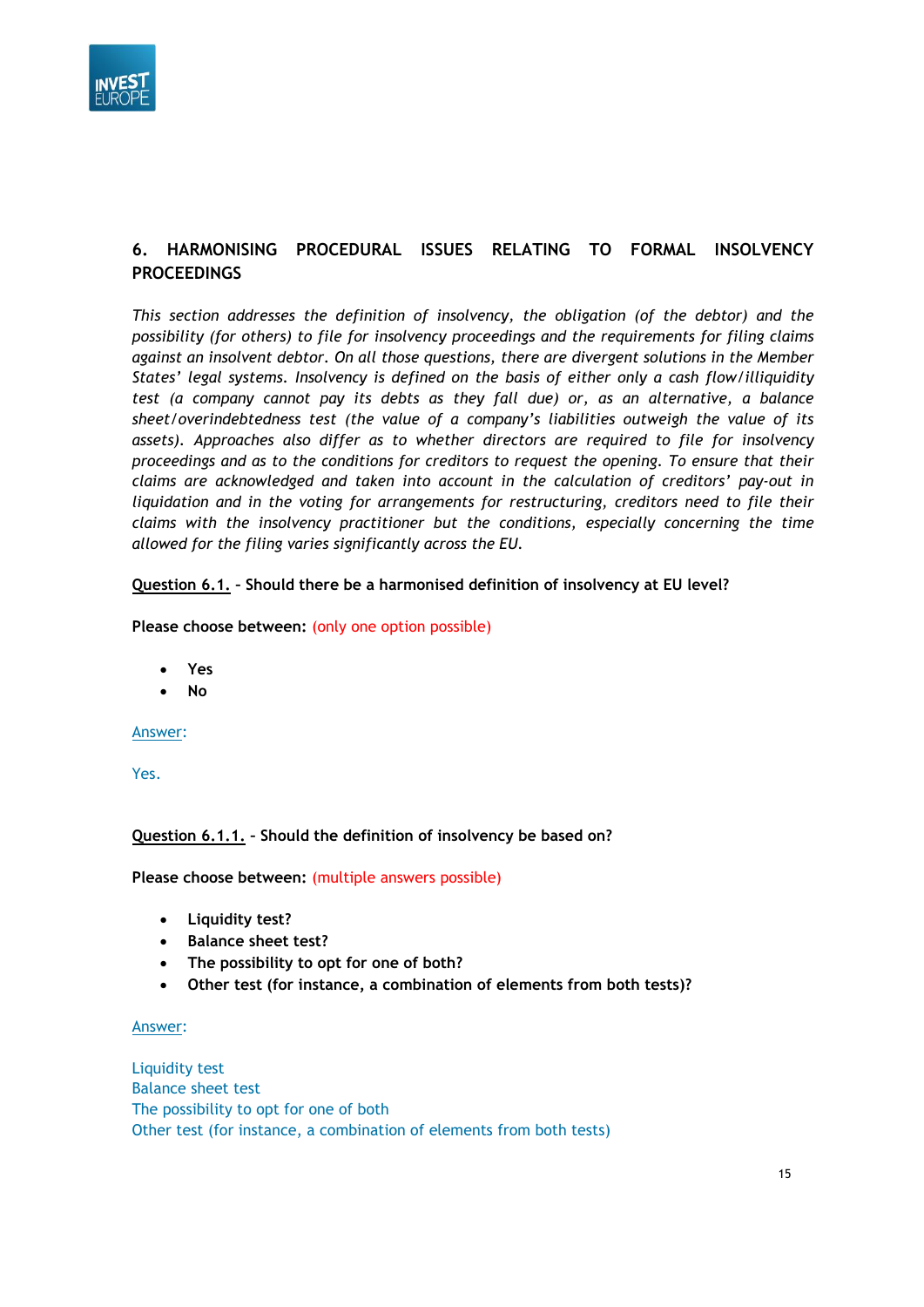## 6. HARMONISING PROCEDURAL ISSUES RELATING TO FORMAL INSOLVENCY PROCEEDINGS

*This section addresses the definition of insolvency, the obligation (of the debtor) and the possibility (for others) to file for insolvency proceedings and the requirements for filing claims against an insolvent debtor. On all those questions, there are divergent solutions in the Member States' legal systems. Insolvency is defined on the basis of either only a cash flow/illiquidity test (a company cannot pay its debts as they fall due) or, as an alternative, a balance sheet/overindebtedness test (the value of a company's liabilities outweigh the value of its assets). Approaches also differ as to whether directors are required to file for insolvency proceedings and as to the conditions for creditors to request the opening. To ensure that their claims are acknowledged and taken into account in the calculation of creditors' pay-out in liquidation and in the voting for arrangements for restructuring, creditors need to file their claims with the insolvency practitioner but the conditions, especially concerning the time allowed for the filing varies significantly across the EU.*

**Question 6.1. – Should there be a harmonised definition of insolvency at EU level?**

**Please choose between:** (only one option possible)

- **Yes**
- **No**

Answer:

Yes.

**Question 6.1.1. – Should the definition of insolvency be based on?**

**Please choose between:** (multiple answers possible)

- **Liquidity test?**
- **Balance sheet test?**
- **The possibility to opt for one of both?**
- **Other test (for instance, a combination of elements from both tests)?**

Answer:

Liquidity test
Balance sheet test
The possibility to opt for one of both
Other test (for instance, a combination of elements from both tests)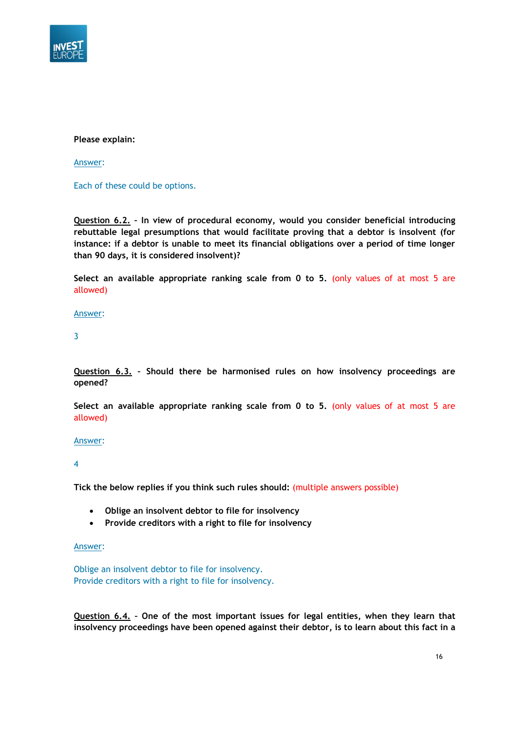**Please explain:**

Answer:

Each of these could be options.

**Question 6.2. – In view of procedural economy, would you consider beneficial introducing rebuttable legal presumptions that would facilitate proving that a debtor is insolvent (for instance: if a debtor is unable to meet its financial obligations over a period of time longer than 90 days, it is considered insolvent)?**

**Select an available appropriate ranking scale from 0 to 5.** (only values of at most 5 are allowed)

Answer:

3

**Question 6.3. – Should there be harmonised rules on how insolvency proceedings are opened?**

**Select an available appropriate ranking scale from 0 to 5.** (only values of at most 5 are allowed)

Answer:

4

**Tick the below replies if you think such rules should:** (multiple answers possible)

- **Oblige an insolvent debtor to file for insolvency**
- **Provide creditors with a right to file for insolvency**

Answer:

Oblige an insolvent debtor to file for insolvency.
Provide creditors with a right to file for insolvency.

**Question 6.4. – One of the most important issues for legal entities, when they learn that insolvency proceedings have been opened against their debtor, is to learn about this fact in a**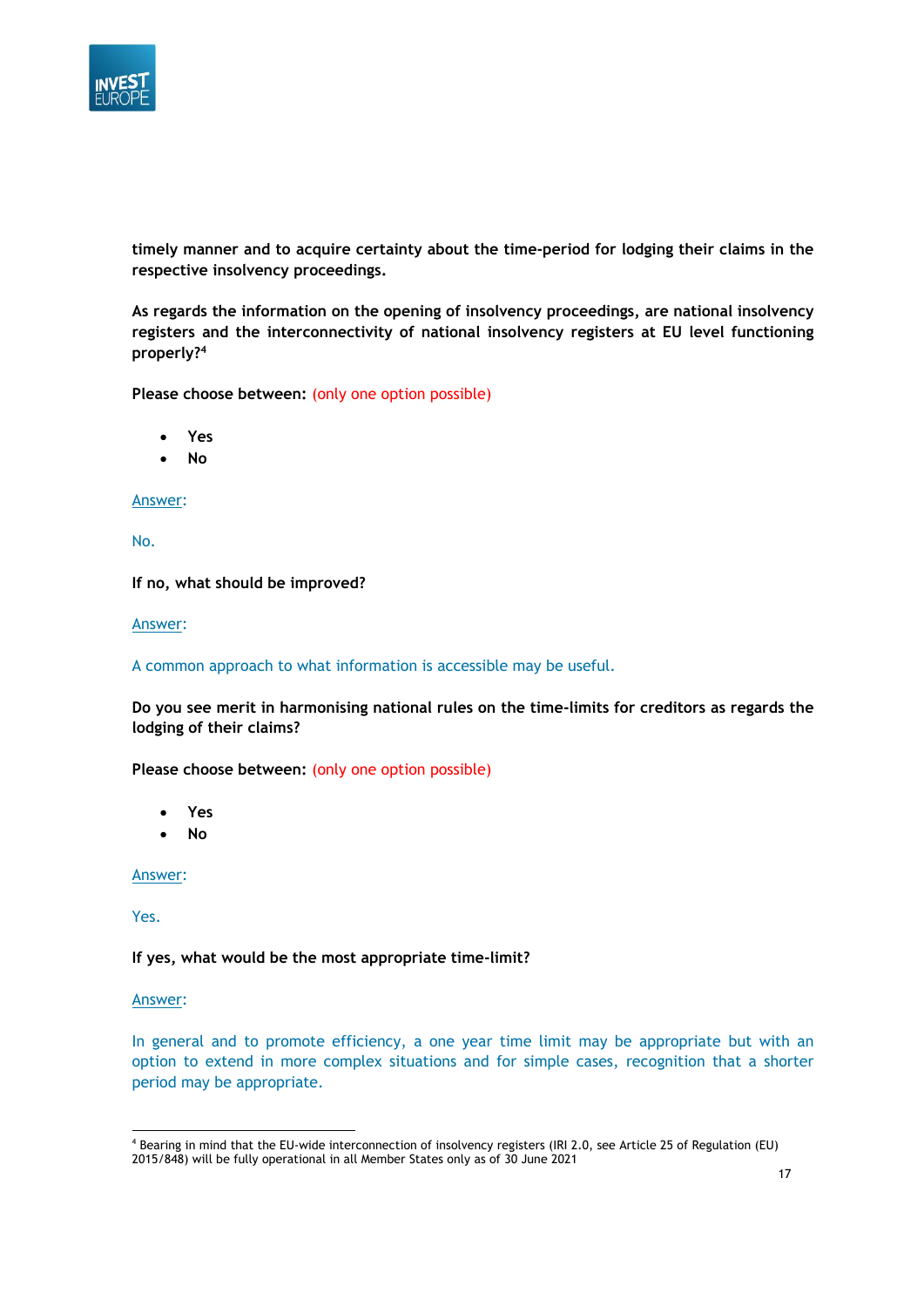**timely manner and to acquire certainty about the time-period for lodging their claims in the respective insolvency proceedings.**

**As regards the information on the opening of insolvency proceedings, are national insolvency registers and the interconnectivity of national insolvency registers at EU level functioning properly?[4]**

**Please choose between:** (only one option possible)

- **Yes**
- **No**

Answer:

No.

**If no, what should be improved?**

Answer:

A common approach to what information is accessible may be useful.

**Do you see merit in harmonising national rules on the time-limits for creditors as regards the lodging of their claims?**

**Please choose between:** (only one option possible)

- **Yes**
- **No**

Answer:

Yes.

**If yes, what would be the most appropriate time-limit?**

Answer:

In general and to promote efficiency, a one year time limit may be appropriate but with an option to extend in more complex situations and for simple cases, recognition that a shorter period may be appropriate.

---

[4] Bearing in mind that the EU-wide interconnection of insolvency registers (IRI 2.0, see Article 25 of Regulation (EU) 2015/848) will be fully operational in all Member States only as of 30 June 2021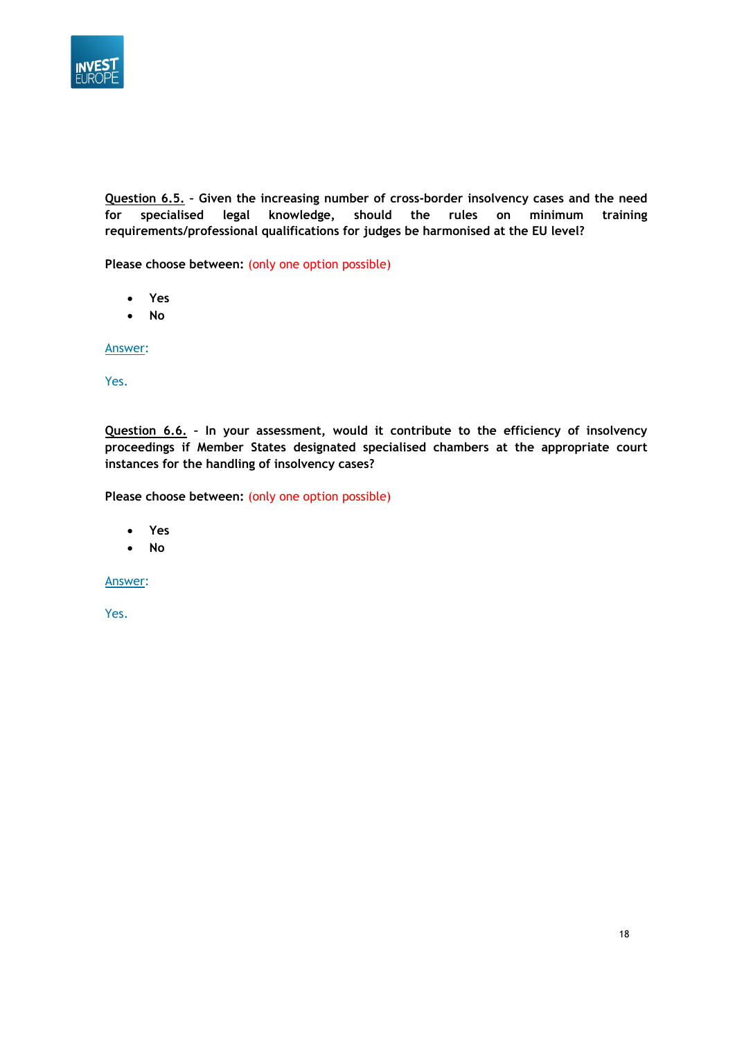__Question 6.5.__ – **Given the increasing number of cross-border insolvency cases and the need for specialised legal knowledge, should the rules on minimum training requirements/professional qualifications for judges be harmonised at the EU level?**

**Please choose between:** (only one option possible)

- **Yes**
- **No**

__Answer__:

Yes.

__Question 6.6.__ – **In your assessment, would it contribute to the efficiency of insolvency proceedings if Member States designated specialised chambers at the appropriate court instances for the handling of insolvency cases?**

**Please choose between:** (only one option possible)

- **Yes**
- **No**

__Answer__:

Yes.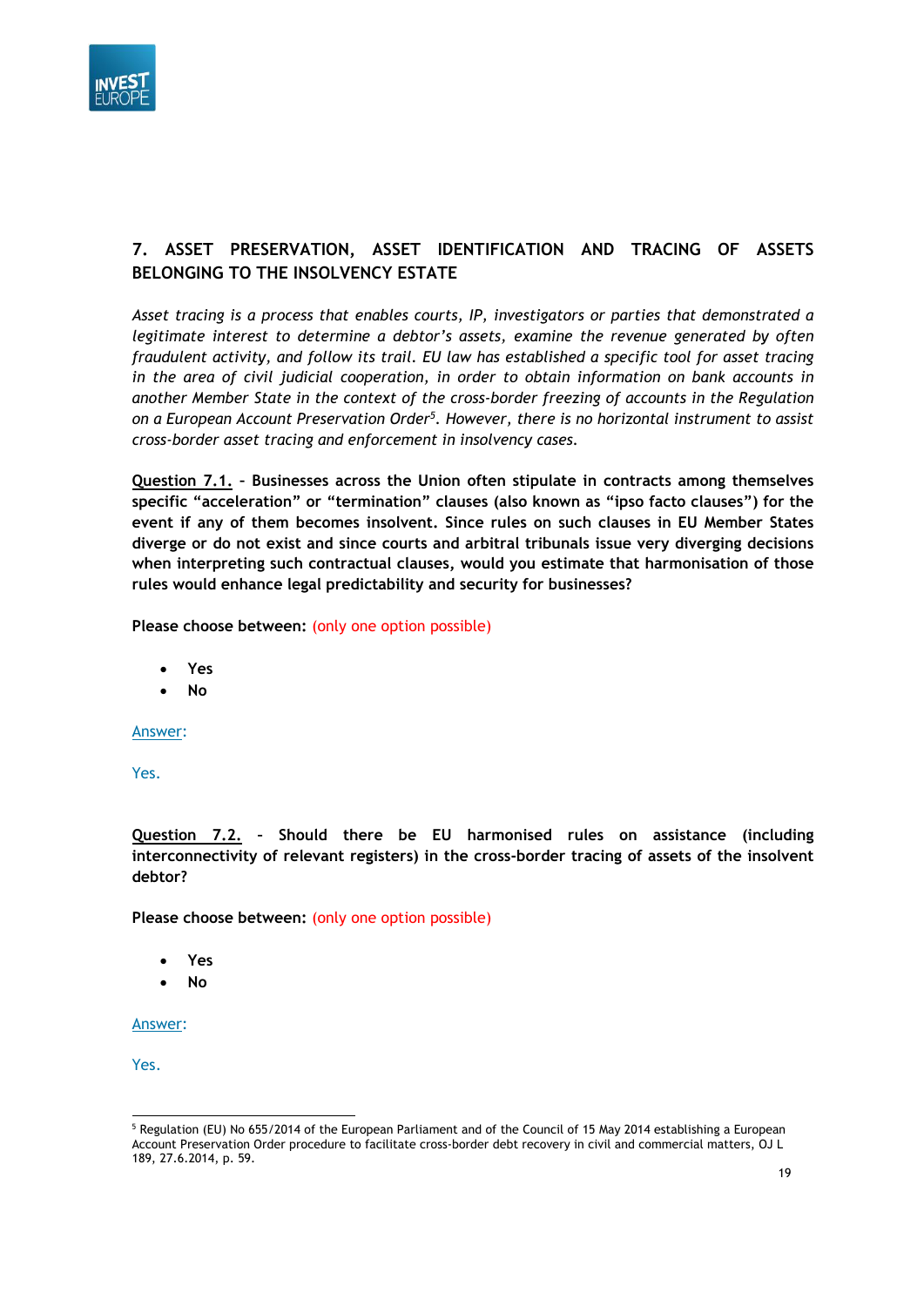## 7. ASSET PRESERVATION, ASSET IDENTIFICATION AND TRACING OF ASSETS BELONGING TO THE INSOLVENCY ESTATE

*Asset tracing is a process that enables courts, IP, investigators or parties that demonstrated a legitimate interest to determine a debtor's assets, examine the revenue generated by often fraudulent activity, and follow its trail. EU law has established a specific tool for asset tracing in the area of civil judicial cooperation, in order to obtain information on bank accounts in another Member State in the context of the cross-border freezing of accounts in the Regulation on a European Account Preservation Order[5]. However, there is no horizontal instrument to assist cross-border asset tracing and enforcement in insolvency cases.*

**Question 7.1. – Businesses across the Union often stipulate in contracts among themselves specific "acceleration" or "termination" clauses (also known as "ipso facto clauses") for the event if any of them becomes insolvent. Since rules on such clauses in EU Member States diverge or do not exist and since courts and arbitral tribunals issue very diverging decisions when interpreting such contractual clauses, would you estimate that harmonisation of those rules would enhance legal predictability and security for businesses?**

**Please choose between:** (only one option possible)

- **Yes**
- **No**

Answer:

Yes.

**Question 7.2. – Should there be EU harmonised rules on assistance (including interconnectivity of relevant registers) in the cross-border tracing of assets of the insolvent debtor?**

**Please choose between:** (only one option possible)

- **Yes**
- **No**

Answer:

Yes.

---

[5] Regulation (EU) No 655/2014 of the European Parliament and of the Council of 15 May 2014 establishing a European Account Preservation Order procedure to facilitate cross-border debt recovery in civil and commercial matters, OJ L 189, 27.6.2014, p. 59.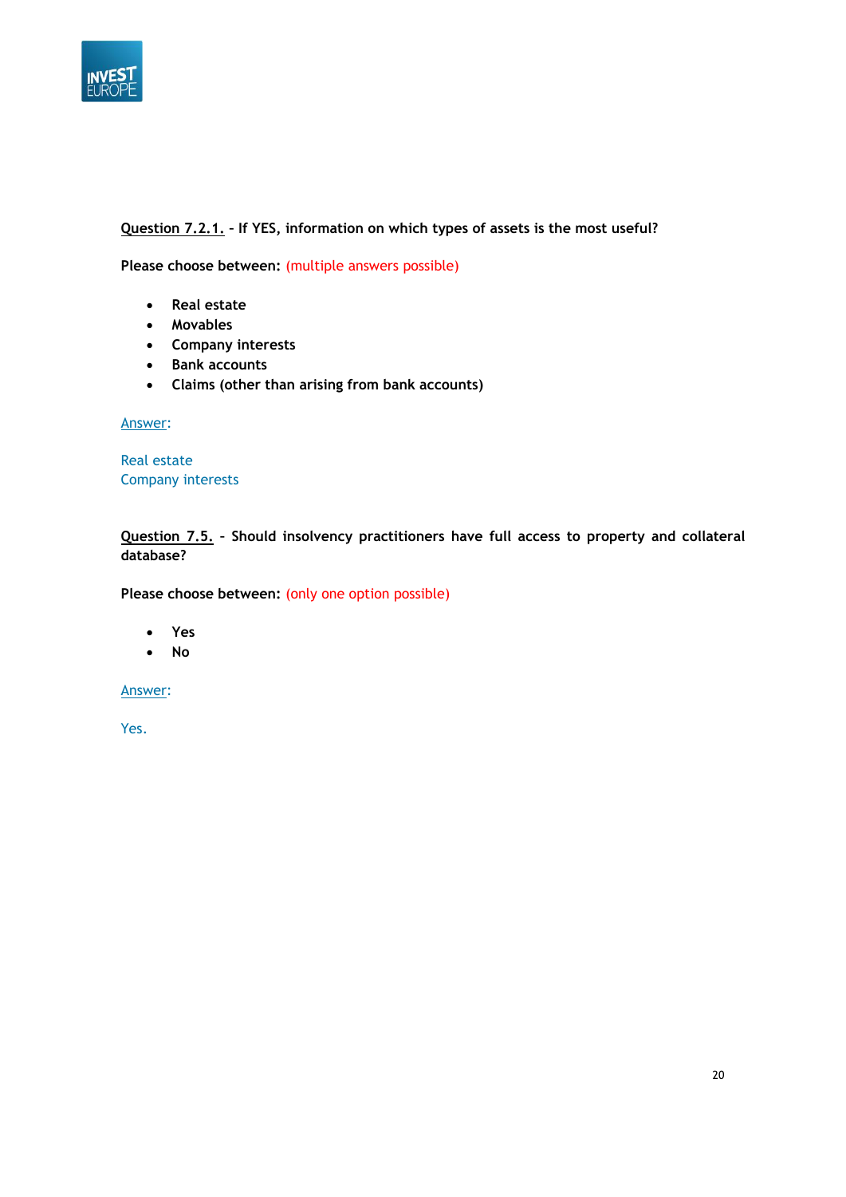**Question 7.2.1.** - **If YES, information on which types of assets is the most useful?**

**Please choose between:** (multiple answers possible)

- **Real estate**
- **Movables**
- **Company interests**
- **Bank accounts**
- **Claims (other than arising from bank accounts)**

Answer:

Real estate
Company interests

**Question 7.5.** - **Should insolvency practitioners have full access to property and collateral database?**

**Please choose between:** (only one option possible)

- **Yes**
- **No**

Answer:

Yes.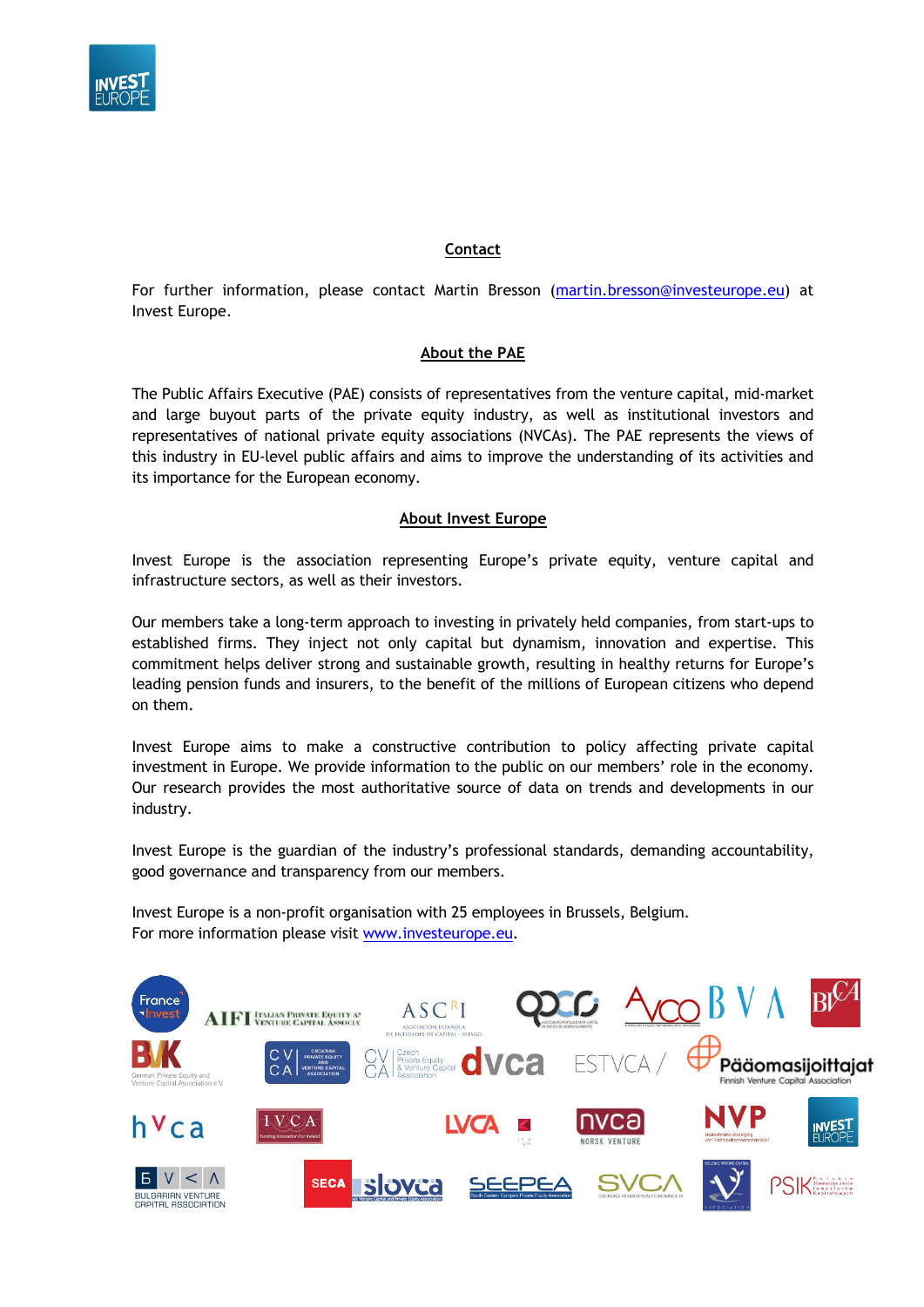## Contact

For further information, please contact Martin Bresson (martin.bresson@investeurope.eu) at Invest Europe.

## About the PAE

The Public Affairs Executive (PAE) consists of representatives from the venture capital, mid-market and large buyout parts of the private equity industry, as well as institutional investors and representatives of national private equity associations (NVCAs). The PAE represents the views of this industry in EU-level public affairs and aims to improve the understanding of its activities and its importance for the European economy.

## About Invest Europe

Invest Europe is the association representing Europe's private equity, venture capital and infrastructure sectors, as well as their investors.

Our members take a long-term approach to investing in privately held companies, from start-ups to established firms. They inject not only capital but dynamism, innovation and expertise. This commitment helps deliver strong and sustainable growth, resulting in healthy returns for Europe's leading pension funds and insurers, to the benefit of the millions of European citizens who depend on them.

Invest Europe aims to make a constructive contribution to policy affecting private capital investment in Europe. We provide information to the public on our members' role in the economy. Our research provides the most authoritative source of data on trends and developments in our industry.

Invest Europe is the guardian of the industry's professional standards, demanding accountability, good governance and transparency from our members.

Invest Europe is a non-profit organisation with 25 employees in Brussels, Belgium.
For more information please visit www.investeurope.eu.